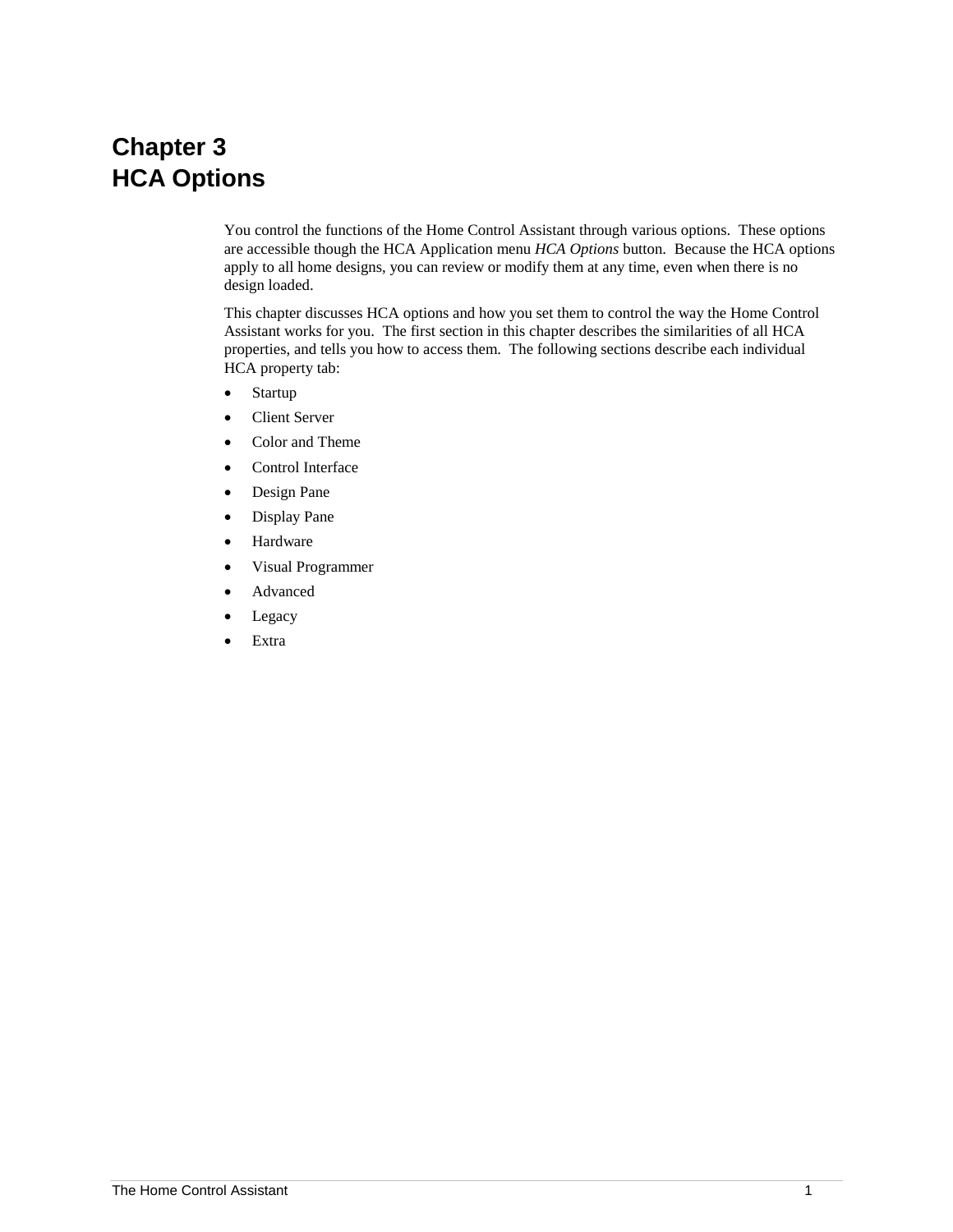# Chapter 3
# HCA Options

You control the functions of the Home Control Assistant through various options. These options are accessible though the HCA Application menu *HCA Options* button. Because the HCA options apply to all home designs, you can review or modify them at any time, even when there is no design loaded.

This chapter discusses HCA options and how you set them to control the way the Home Control Assistant works for you. The first section in this chapter describes the similarities of all HCA properties, and tells you how to access them. The following sections describe each individual HCA property tab:

- Startup
- Client Server
- Color and Theme
- Control Interface
- Design Pane
- Display Pane
- Hardware
- Visual Programmer
- Advanced
- Legacy
- Extra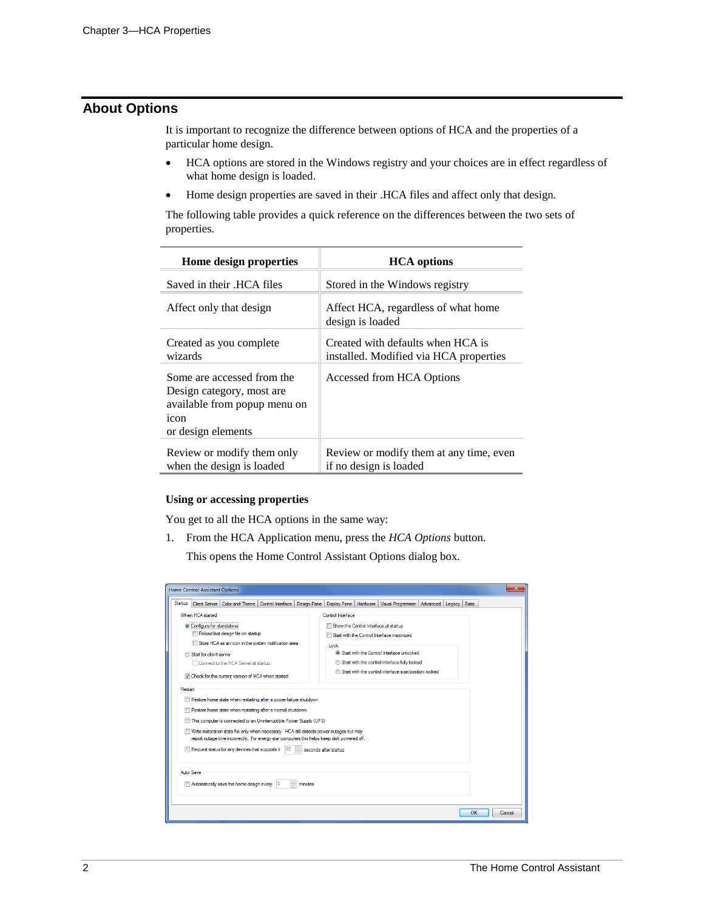## About Options

It is important to recognize the difference between options of HCA and the properties of a particular home design.

- HCA options are stored in the Windows registry and your choices are in effect regardless of what home design is loaded.
- Home design properties are saved in their .HCA files and affect only that design.

The following table provides a quick reference on the differences between the two sets of properties.

| Home design properties | HCA options |
|---|---|
| Saved in their .HCA files | Stored in the Windows registry |
| Affect only that design | Affect HCA, regardless of what home design is loaded |
| Created as you complete wizards | Created with defaults when HCA is installed. Modified via HCA properties |
| Some are accessed from the Design category, most are available from popup menu on icon or design elements | Accessed from HCA Options |
| Review or modify them only when the design is loaded | Review or modify them at any time, even if no design is loaded |

**Using or accessing properties**

You get to all the HCA options in the same way:

1. From the HCA Application menu, press the *HCA Options* button.

   This opens the Home Control Assistant Options dialog box.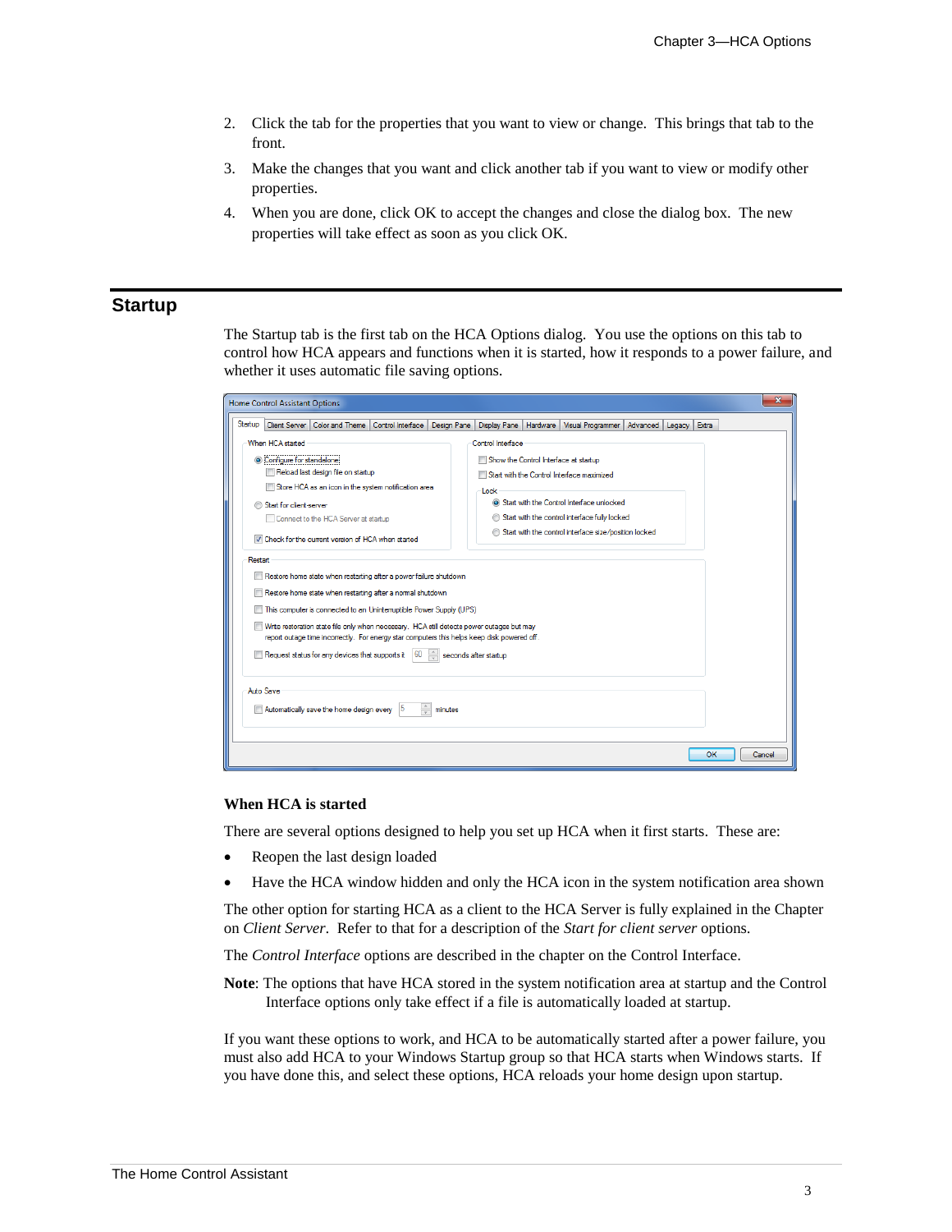2. Click the tab for the properties that you want to view or change. This brings that tab to the front.
3. Make the changes that you want and click another tab if you want to view or modify other properties.
4. When you are done, click OK to accept the changes and close the dialog box. The new properties will take effect as soon as you click OK.

## Startup

The Startup tab is the first tab on the HCA Options dialog. You use the options on this tab to control how HCA appears and functions when it is started, how it responds to a power failure, and whether it uses automatic file saving options.

### When HCA is started

There are several options designed to help you set up HCA when it first starts. These are:

- Reopen the last design loaded
- Have the HCA window hidden and only the HCA icon in the system notification area shown

The other option for starting HCA as a client to the HCA Server is fully explained in the Chapter on *Client Server*. Refer to that for a description of the *Start for client server* options.

The *Control Interface* options are described in the chapter on the Control Interface.

**Note**: The options that have HCA stored in the system notification area at startup and the Control Interface options only take effect if a file is automatically loaded at startup.

If you want these options to work, and HCA to be automatically started after a power failure, you must also add HCA to your Windows Startup group so that HCA starts when Windows starts. If you have done this, and select these options, HCA reloads your home design upon startup.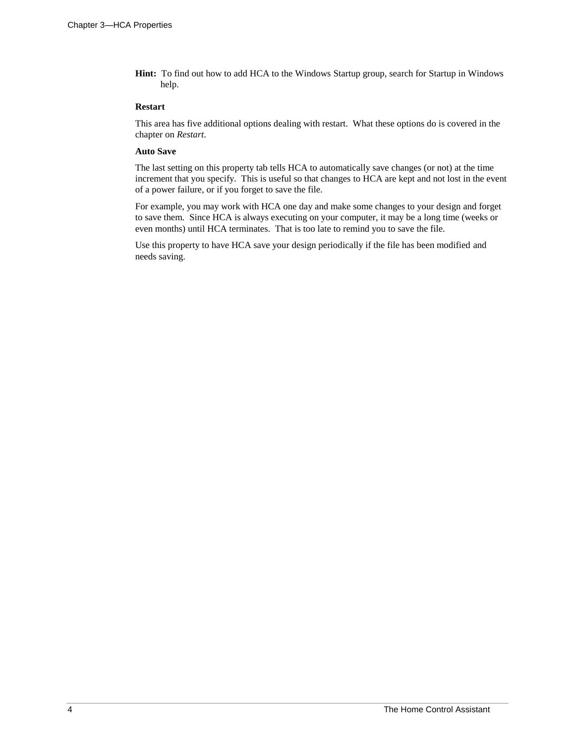**Hint:** To find out how to add HCA to the Windows Startup group, search for Startup in Windows help.

### Restart

This area has five additional options dealing with restart. What these options do is covered in the chapter on *Restart*.

### Auto Save

The last setting on this property tab tells HCA to automatically save changes (or not) at the time increment that you specify. This is useful so that changes to HCA are kept and not lost in the event of a power failure, or if you forget to save the file.

For example, you may work with HCA one day and make some changes to your design and forget to save them. Since HCA is always executing on your computer, it may be a long time (weeks or even months) until HCA terminates. That is too late to remind you to save the file.

Use this property to have HCA save your design periodically if the file has been modified and needs saving.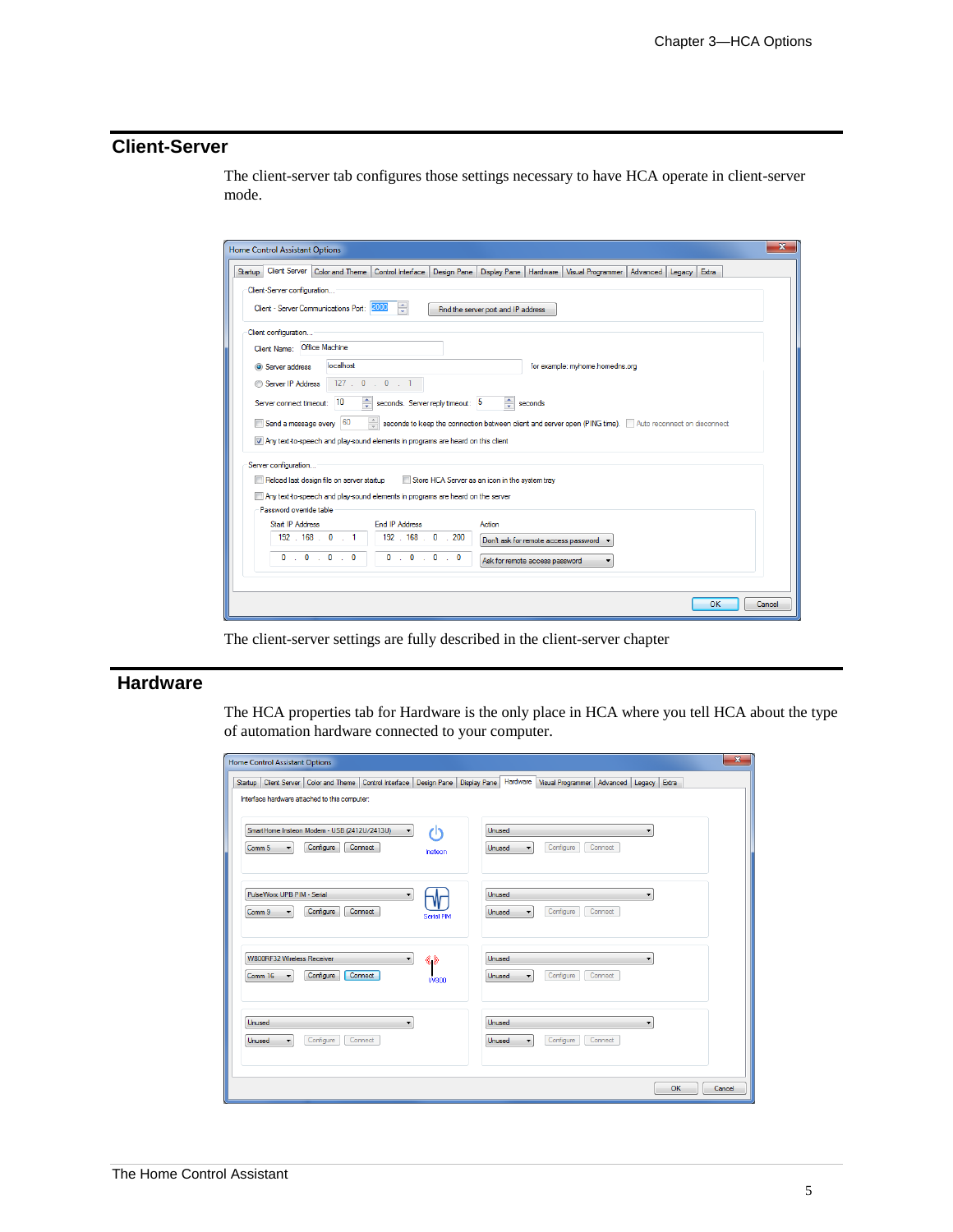## Client-Server

The client-server tab configures those settings necessary to have HCA operate in client-server mode.

The client-server settings are fully described in the client-server chapter

## Hardware

The HCA properties tab for Hardware is the only place in HCA where you tell HCA about the type of automation hardware connected to your computer.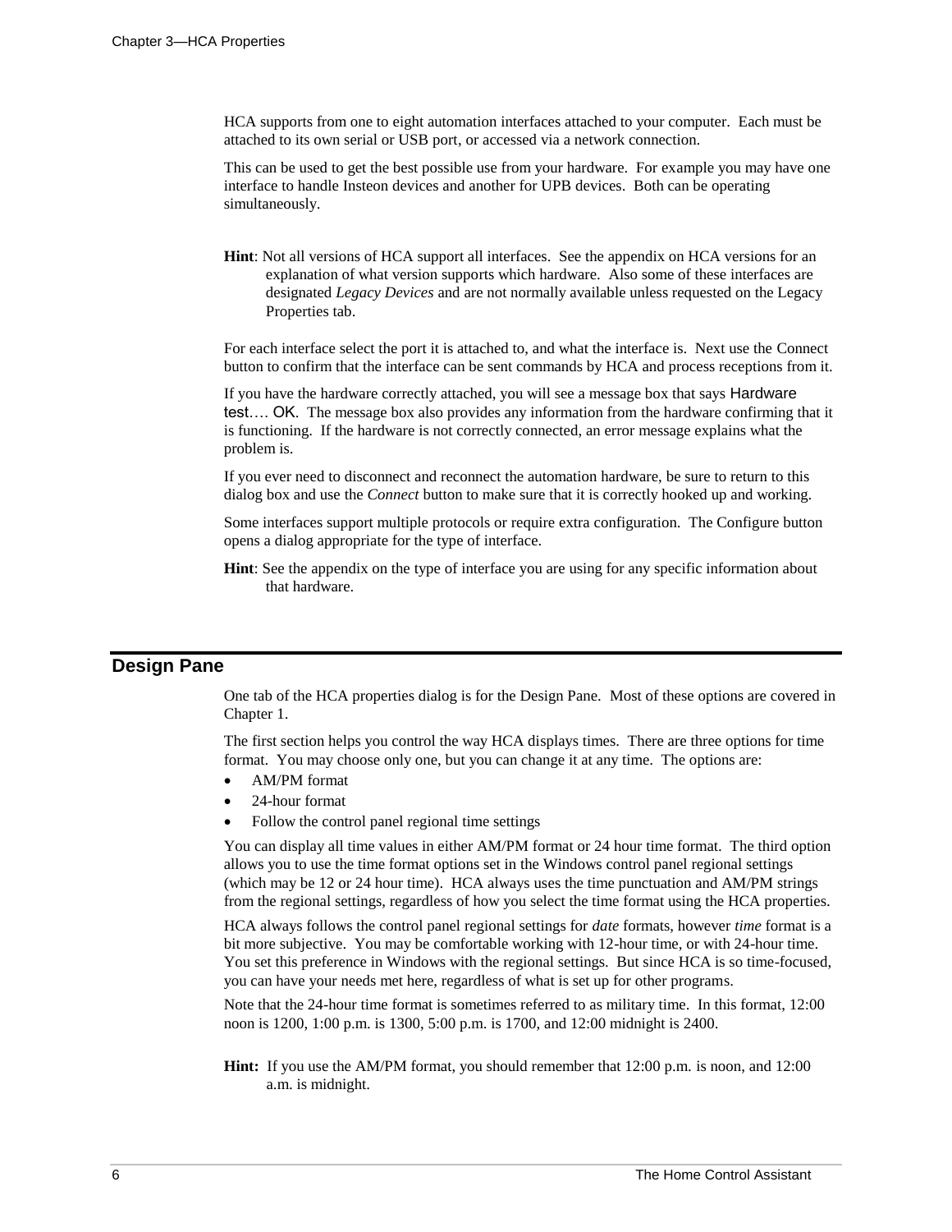HCA supports from one to eight automation interfaces attached to your computer. Each must be attached to its own serial or USB port, or accessed via a network connection.

This can be used to get the best possible use from your hardware. For example you may have one interface to handle Insteon devices and another for UPB devices. Both can be operating simultaneously.

**Hint**: Not all versions of HCA support all interfaces. See the appendix on HCA versions for an explanation of what version supports which hardware. Also some of these interfaces are designated *Legacy Devices* and are not normally available unless requested on the Legacy Properties tab.

For each interface select the port it is attached to, and what the interface is. Next use the Connect button to confirm that the interface can be sent commands by HCA and process receptions from it.

If you have the hardware correctly attached, you will see a message box that says Hardware test…. OK. The message box also provides any information from the hardware confirming that it is functioning. If the hardware is not correctly connected, an error message explains what the problem is.

If you ever need to disconnect and reconnect the automation hardware, be sure to return to this dialog box and use the *Connect* button to make sure that it is correctly hooked up and working.

Some interfaces support multiple protocols or require extra configuration. The Configure button opens a dialog appropriate for the type of interface.

**Hint**: See the appendix on the type of interface you are using for any specific information about that hardware.

## Design Pane

One tab of the HCA properties dialog is for the Design Pane. Most of these options are covered in Chapter 1.

The first section helps you control the way HCA displays times. There are three options for time format. You may choose only one, but you can change it at any time. The options are:

- AM/PM format
- 24-hour format
- Follow the control panel regional time settings

You can display all time values in either AM/PM format or 24 hour time format. The third option allows you to use the time format options set in the Windows control panel regional settings (which may be 12 or 24 hour time). HCA always uses the time punctuation and AM/PM strings from the regional settings, regardless of how you select the time format using the HCA properties.

HCA always follows the control panel regional settings for *date* formats, however *time* format is a bit more subjective. You may be comfortable working with 12-hour time, or with 24-hour time. You set this preference in Windows with the regional settings. But since HCA is so time-focused, you can have your needs met here, regardless of what is set up for other programs.

Note that the 24-hour time format is sometimes referred to as military time. In this format, 12:00 noon is 1200, 1:00 p.m. is 1300, 5:00 p.m. is 1700, and 12:00 midnight is 2400.

**Hint:** If you use the AM/PM format, you should remember that 12:00 p.m. is noon, and 12:00 a.m. is midnight.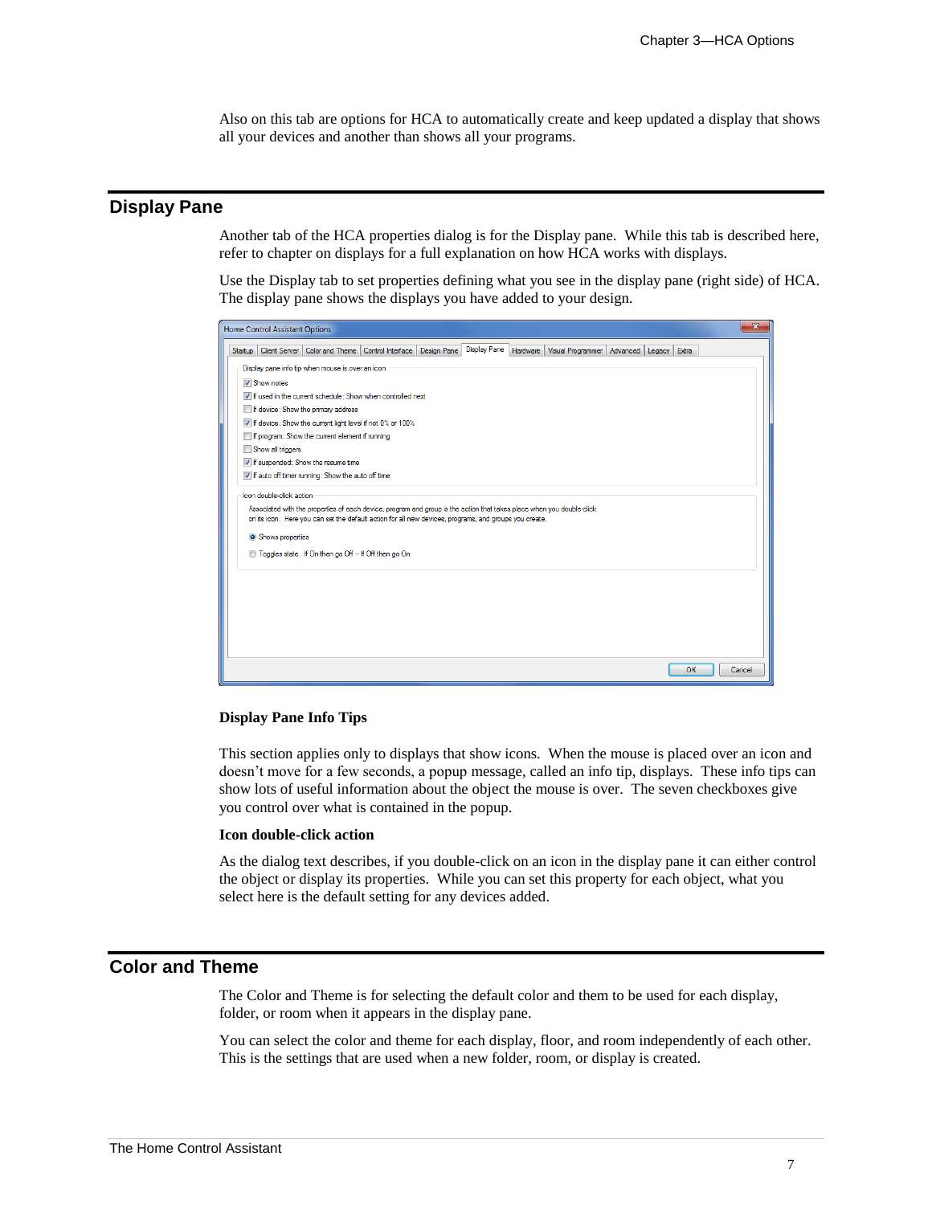Also on this tab are options for HCA to automatically create and keep updated a display that shows all your devices and another than shows all your programs.

## Display Pane

Another tab of the HCA properties dialog is for the Display pane. While this tab is described here, refer to chapter on displays for a full explanation on how HCA works with displays.

Use the Display tab to set properties defining what you see in the display pane (right side) of HCA. The display pane shows the displays you have added to your design.

**Display Pane Info Tips**

This section applies only to displays that show icons. When the mouse is placed over an icon and doesn't move for a few seconds, a popup message, called an info tip, displays. These info tips can show lots of useful information about the object the mouse is over. The seven checkboxes give you control over what is contained in the popup.

**Icon double-click action**

As the dialog text describes, if you double-click on an icon in the display pane it can either control the object or display its properties. While you can set this property for each object, what you select here is the default setting for any devices added.

## Color and Theme

The Color and Theme is for selecting the default color and them to be used for each display, folder, or room when it appears in the display pane.

You can select the color and theme for each display, floor, and room independently of each other. This is the settings that are used when a new folder, room, or display is created.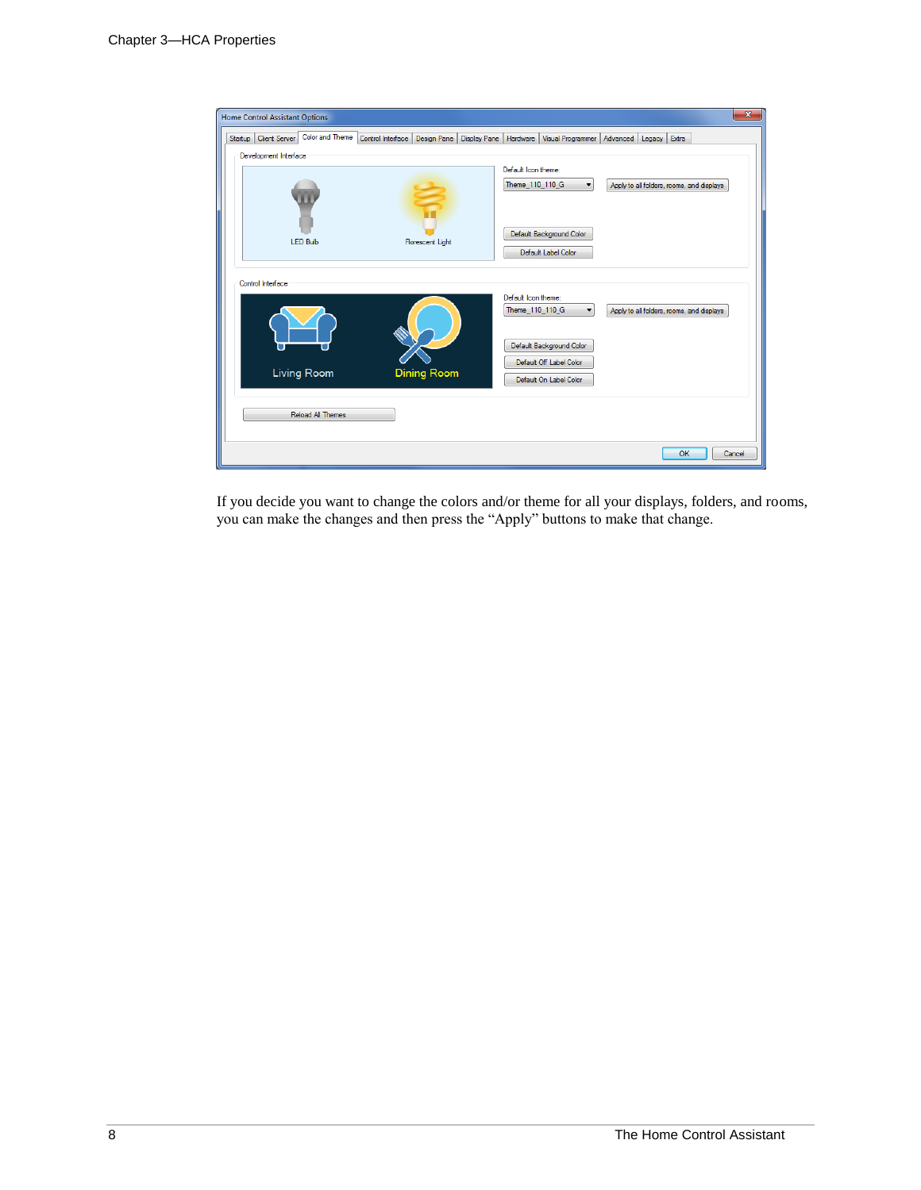If you decide you want to change the colors and/or theme for all your displays, folders, and rooms, you can make the changes and then press the “Apply” buttons to make that change.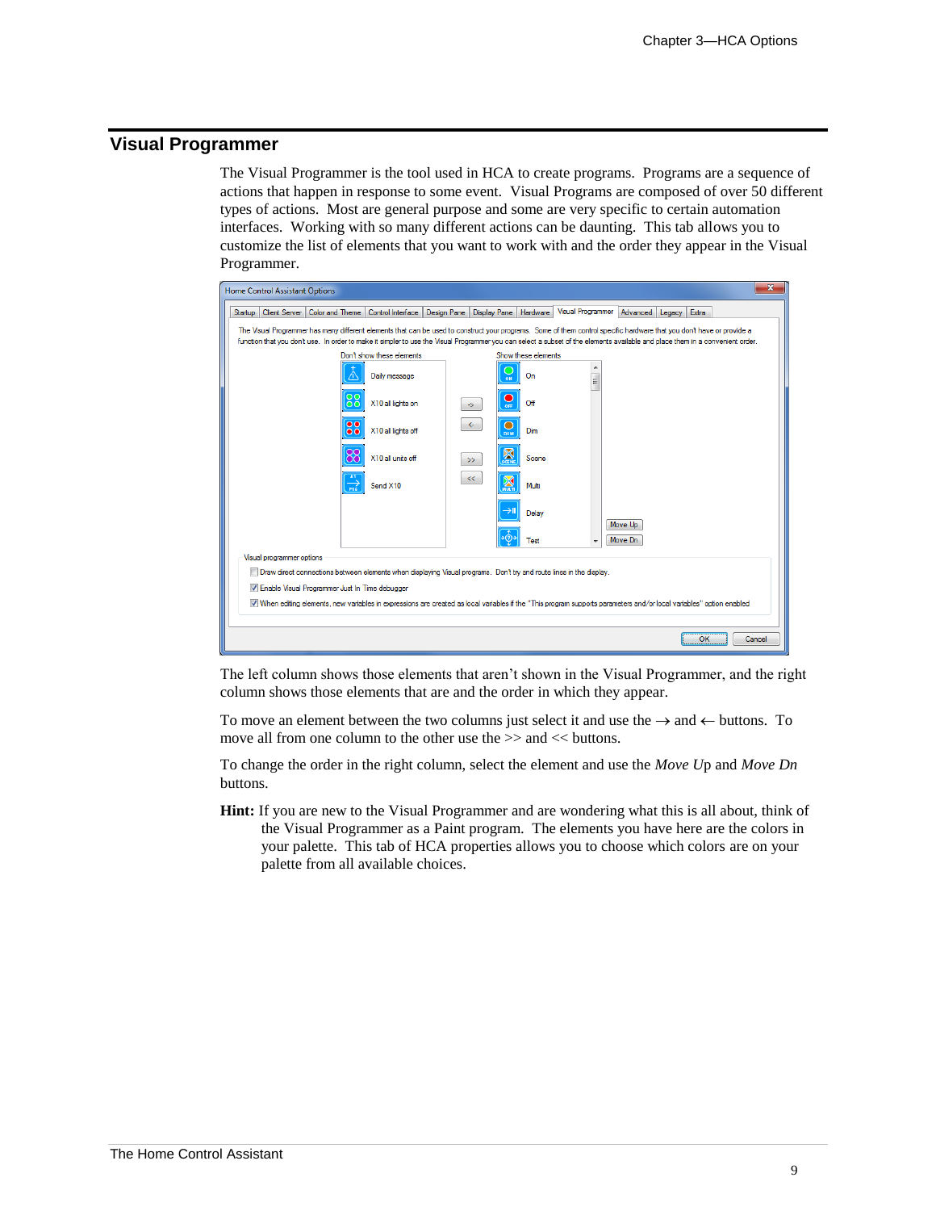## Visual Programmer

The Visual Programmer is the tool used in HCA to create programs. Programs are a sequence of actions that happen in response to some event. Visual Programs are composed of over 50 different types of actions. Most are general purpose and some are very specific to certain automation interfaces. Working with so many different actions can be daunting. This tab allows you to customize the list of elements that you want to work with and the order they appear in the Visual Programmer.

The left column shows those elements that aren't shown in the Visual Programmer, and the right column shows those elements that are and the order in which they appear.

To move an element between the two columns just select it and use the → and ← buttons. To move all from one column to the other use the >> and << buttons.

To change the order in the right column, select the element and use the *Move Up* and *Move Dn* buttons.

**Hint:** If you are new to the Visual Programmer and are wondering what this is all about, think of the Visual Programmer as a Paint program. The elements you have here are the colors in your palette. This tab of HCA properties allows you to choose which colors are on your palette from all available choices.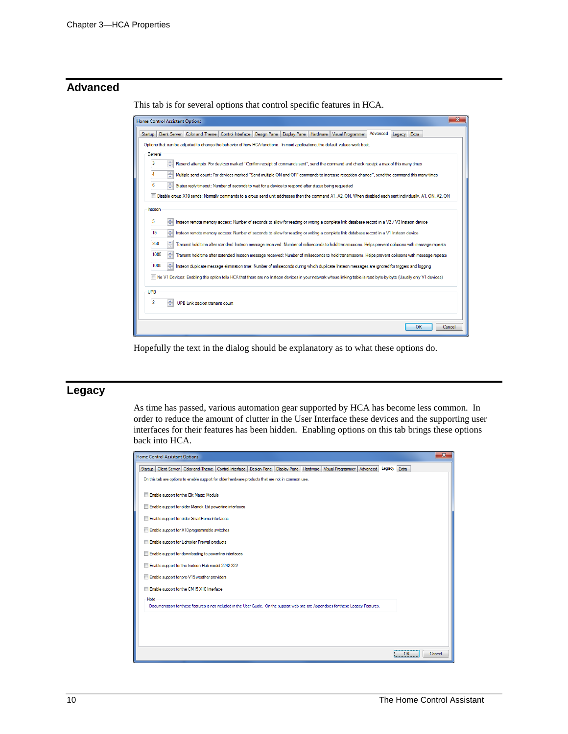## Advanced

This tab is for several options that control specific features in HCA.

Hopefully the text in the dialog should be explanatory as to what these options do.

## Legacy

As time has passed, various automation gear supported by HCA has become less common. In order to reduce the amount of clutter in the User Interface these devices and the supporting user interfaces for their features has been hidden. Enabling options on this tab brings these options back into HCA.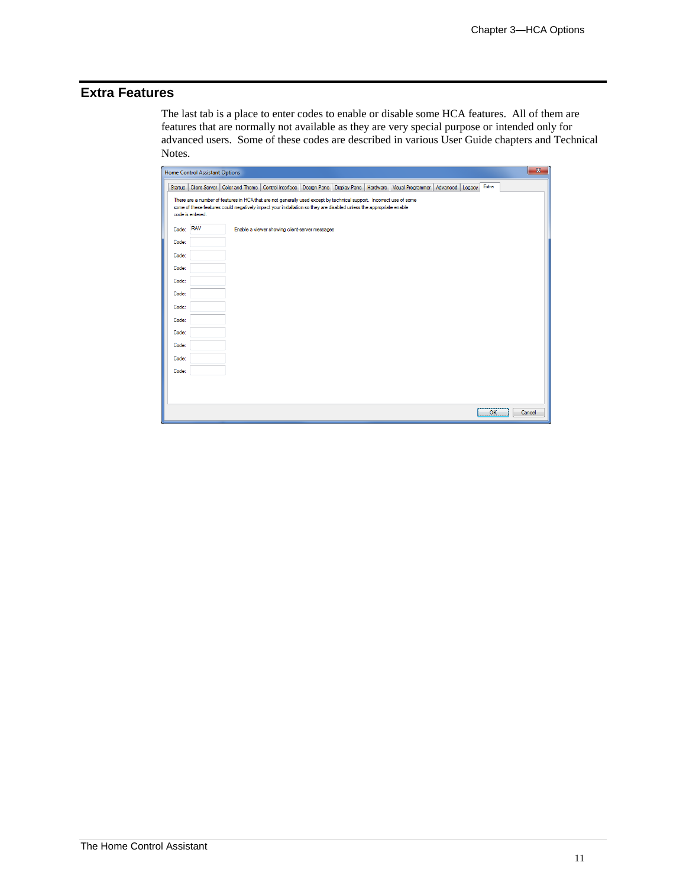## Extra Features

The last tab is a place to enter codes to enable or disable some HCA features. All of them are features that are normally not available as they are very special purpose or intended only for advanced users. Some of these codes are described in various User Guide chapters and Technical Notes.